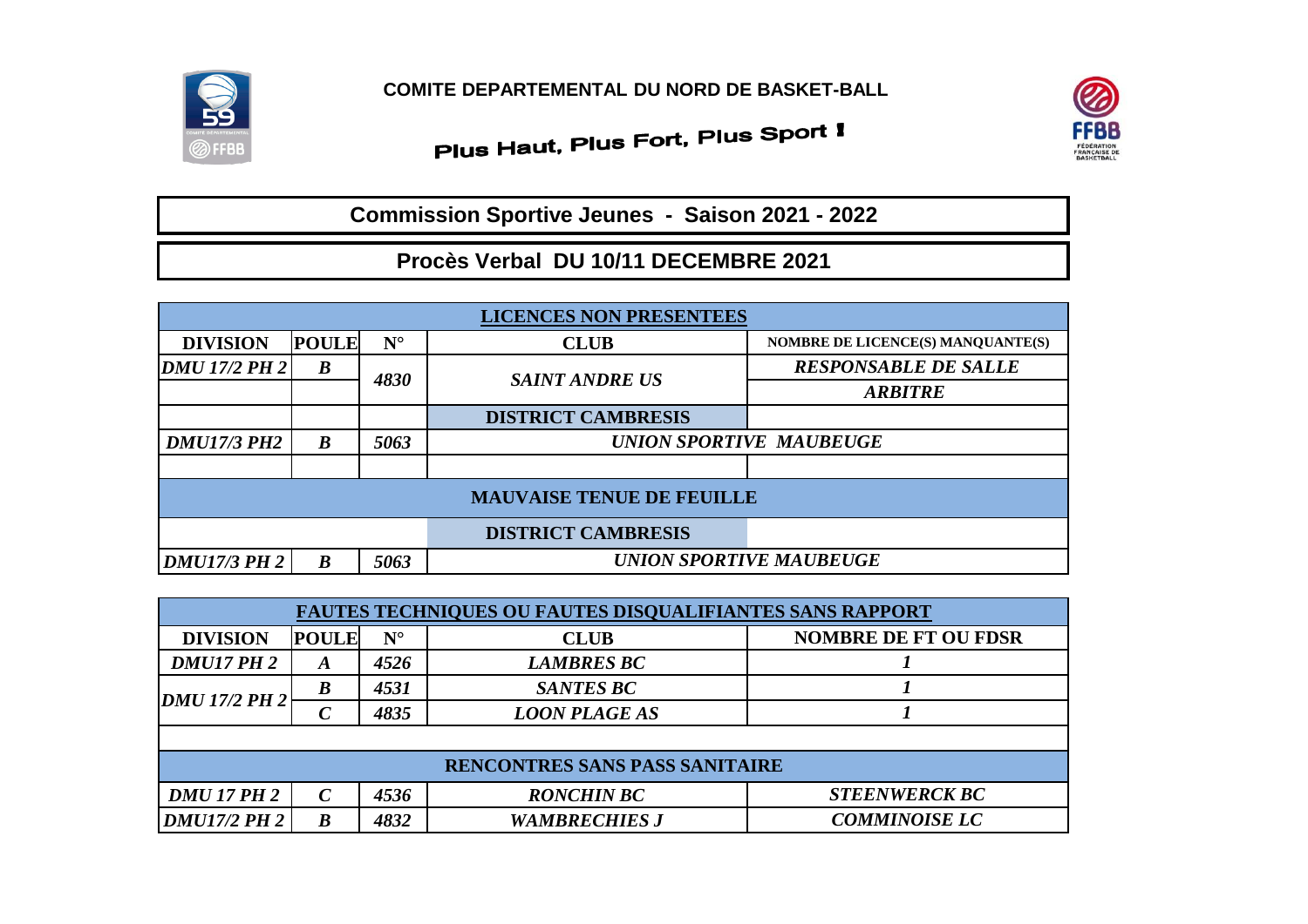**COMITE DEPARTEMENTAL DU NORD DE BASKET-BALL**

**Plus Haut, Plus Fort, Plus Sport !**

## Commission Sportive Jeunes - Saison 2021 - 2022

## Procès Verbal DU 10/11 DECEMBRE 2021

| LICENCES NON PRESENTEES | | | | |
|---|---|---|---|---|
| **DIVISION** | **POULE** | **N°** | **CLUB** | **NOMBRE DE LICENCE(S) MANQUANTE(S)** |
| *DMU 17/2 PH 2* | *B* | *4830* | *SAINT ANDRE US* | *RESPONSABLE DE SALLE* |
| | | | | *ARBITRE* |
| | | | **DISTRICT CAMBRESIS** | |
| *DMU17/3 PH2* | *B* | *5063* | *UNION SPORTIVE MAUBEUGE* | |
| | | | | |
| **MAUVAISE TENUE DE FEUILLE** | | | | |
| | | | **DISTRICT CAMBRESIS** | |
| *DMU17/3 PH 2* | *B* | *5063* | *UNION SPORTIVE MAUBEUGE* | |

| FAUTES TECHNIQUES OU FAUTES DISQUALIFIANTES SANS RAPPORT | | | | |
|---|---|---|---|---|
| **DIVISION** | **POULE** | **N°** | **CLUB** | **NOMBRE DE FT OU FDSR** |
| *DMU17 PH 2* | *A* | *4526* | *LAMBRES BC* | *1* |
| *DMU 17/2 PH 2* | *B* | *4531* | *SANTES BC* | *1* |
| | *C* | *4835* | *LOON PLAGE AS* | *1* |
| | | | | |
| **RENCONTRES SANS PASS SANITAIRE** | | | | |
| *DMU 17 PH 2* | *C* | *4536* | *RONCHIN BC* | *STEENWERCK BC* |
| *DMU17/2 PH 2* | *B* | *4832* | *WAMBRECHIES J* | *COMMINOISE LC* |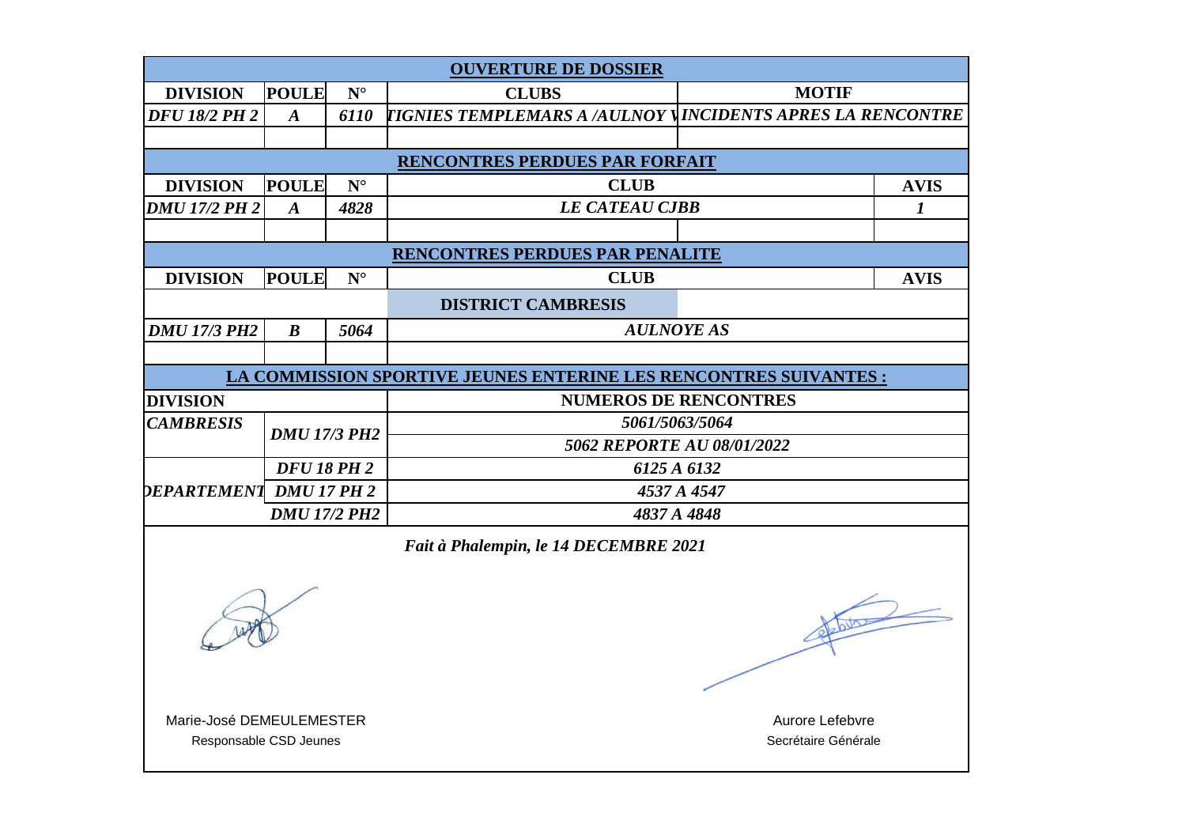| OUVERTURE DE DOSSIER | | | | | |
|---|---|---|---|---|---|
| **DIVISION** | **POULE** | **N°** | **CLUBS** | **MOTIF** | |
| *DFU 18/2 PH 2* | *A* | *6110* | *TIGNIES TEMPLEMARS A /AULNOY V* | *INCIDENTS APRES LA RENCONTRE* | |

| RENCONTRES PERDUES PAR FORFAIT | | | | |
|---|---|---|---|---|
| **DIVISION** | **POULE** | **N°** | **CLUB** | **AVIS** |
| *DMU 17/2 PH 2* | *A* | *4828* | *LE CATEAU CJBB* | *1* |

| RENCONTRES PERDUES PAR PENALITE | | | | |
|---|---|---|---|---|
| **DIVISION** | **POULE** | **N°** | **CLUB** | **AVIS** |
| | | | **DISTRICT CAMBRESIS** | |
| *DMU 17/3 PH2* | *B* | *5064* | *AULNOYE AS* | |

| LA COMMISSION SPORTIVE JEUNES ENTERINE LES RENCONTRES SUIVANTES : | | |
|---|---|---|
| **DIVISION** | | **NUMEROS DE RENCONTRES** |
| *CAMBRESIS* | *DMU 17/3 PH2* | *5061/5063/5064* |
| | | *5062 REPORTE AU 08/01/2022* |
| | *DFU 18 PH 2* | *6125 A 6132* |
| *DEPARTEMENT* | *DMU 17 PH 2* | *4537 A 4547* |
| | *DMU 17/2 PH2* | *4837 A 4848* |

*Fait à Phalempin, le 14 DECEMBRE 2021*

Marie-José DEMEULEMESTER
Responsable CSD Jeunes

Aurore Lefebvre
Secrétaire Générale